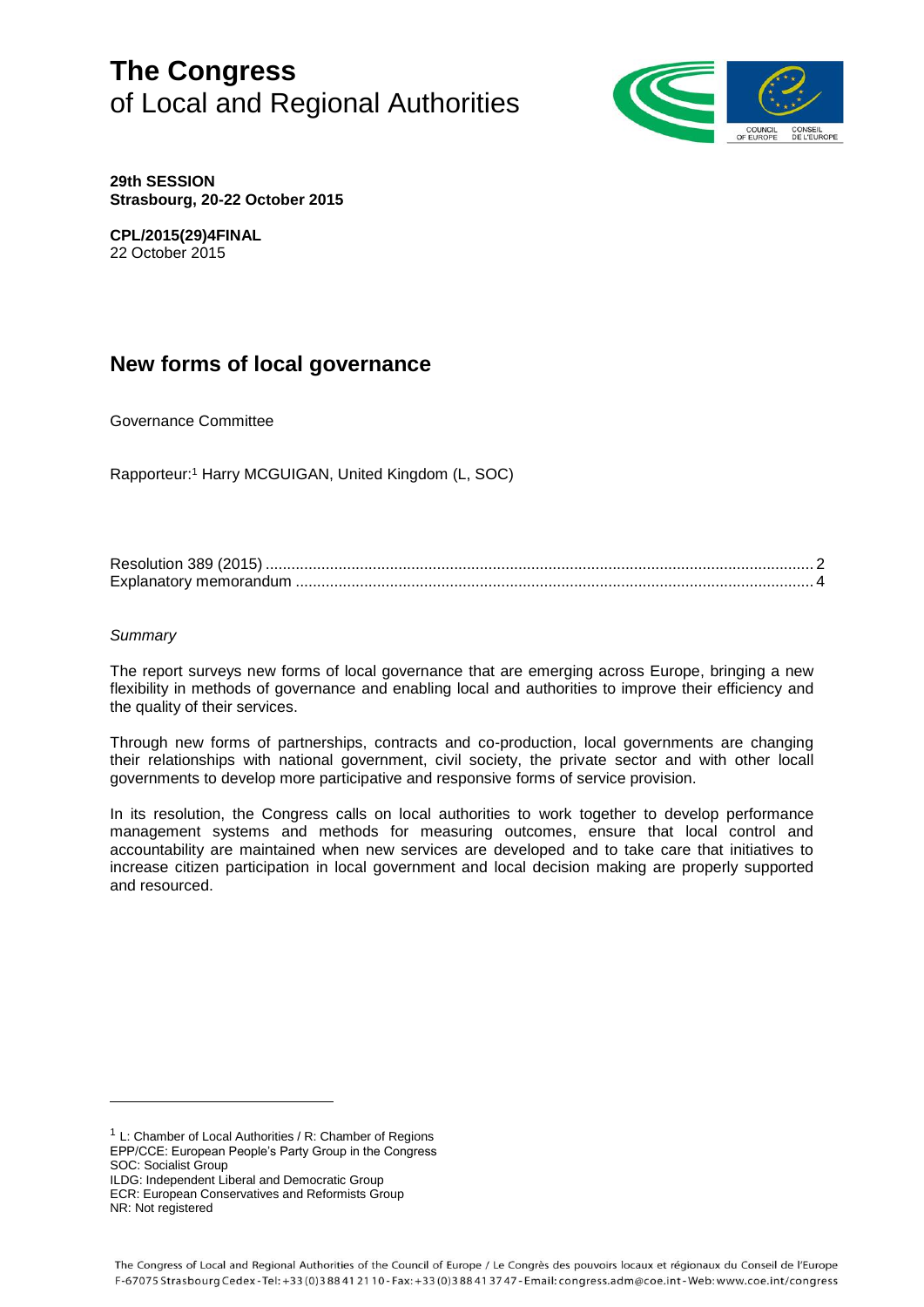# The Congress
of Local and Regional Authorities

**29th SESSION**
**Strasbourg, 20-22 October 2015**

**CPL/2015(29)4FINAL**
22 October 2015

## New forms of local governance

Governance Committee

Rapporteur:[1] Harry MCGUIGAN, United Kingdom (L, SOC)

Resolution 389 (2015) .............................................................................................................................. 2
Explanatory memorandum ....................................................................................................................... 4

*Summary*

The report surveys new forms of local governance that are emerging across Europe, bringing a new flexibility in methods of governance and enabling local and authorities to improve their efficiency and the quality of their services.

Through new forms of partnerships, contracts and co-production, local governments are changing their relationships with national government, civil society, the private sector and with other locall governments to develop more participative and responsive forms of service provision.

In its resolution, the Congress calls on local authorities to work together to develop performance management systems and methods for measuring outcomes, ensure that local control and accountability are maintained when new services are developed and to take care that initiatives to increase citizen participation in local government and local decision making are properly supported and resourced.

---

[1] L: Chamber of Local Authorities / R: Chamber of Regions
EPP/CCE: European People's Party Group in the Congress
SOC: Socialist Group
ILDG: Independent Liberal and Democratic Group
ECR: European Conservatives and Reformists Group
NR: Not registered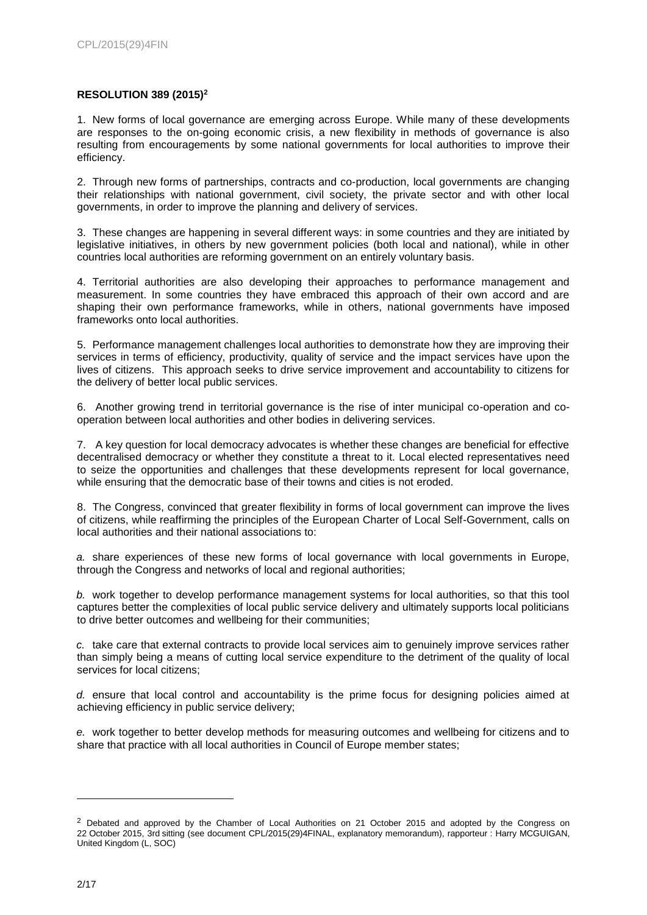**RESOLUTION 389 (2015)**[2]

1. New forms of local governance are emerging across Europe. While many of these developments are responses to the on-going economic crisis, a new flexibility in methods of governance is also resulting from encouragements by some national governments for local authorities to improve their efficiency.

2. Through new forms of partnerships, contracts and co-production, local governments are changing their relationships with national government, civil society, the private sector and with other local governments, in order to improve the planning and delivery of services.

3. These changes are happening in several different ways: in some countries and they are initiated by legislative initiatives, in others by new government policies (both local and national), while in other countries local authorities are reforming government on an entirely voluntary basis.

4. Territorial authorities are also developing their approaches to performance management and measurement. In some countries they have embraced this approach of their own accord and are shaping their own performance frameworks, while in others, national governments have imposed frameworks onto local authorities.

5. Performance management challenges local authorities to demonstrate how they are improving their services in terms of efficiency, productivity, quality of service and the impact services have upon the lives of citizens. This approach seeks to drive service improvement and accountability to citizens for the delivery of better local public services.

6. Another growing trend in territorial governance is the rise of inter municipal co-operation and co-operation between local authorities and other bodies in delivering services.

7. A key question for local democracy advocates is whether these changes are beneficial for effective decentralised democracy or whether they constitute a threat to it. Local elected representatives need to seize the opportunities and challenges that these developments represent for local governance, while ensuring that the democratic base of their towns and cities is not eroded.

8. The Congress, convinced that greater flexibility in forms of local government can improve the lives of citizens, while reaffirming the principles of the European Charter of Local Self-Government, calls on local authorities and their national associations to:

*a.* share experiences of these new forms of local governance with local governments in Europe, through the Congress and networks of local and regional authorities;

*b.* work together to develop performance management systems for local authorities, so that this tool captures better the complexities of local public service delivery and ultimately supports local politicians to drive better outcomes and wellbeing for their communities;

*c.* take care that external contracts to provide local services aim to genuinely improve services rather than simply being a means of cutting local service expenditure to the detriment of the quality of local services for local citizens;

*d.* ensure that local control and accountability is the prime focus for designing policies aimed at achieving efficiency in public service delivery;

*e.* work together to better develop methods for measuring outcomes and wellbeing for citizens and to share that practice with all local authorities in Council of Europe member states;

---

[2] Debated and approved by the Chamber of Local Authorities on 21 October 2015 and adopted by the Congress on 22 October 2015, 3rd sitting (see document CPL/2015(29)4FINAL, explanatory memorandum), rapporteur : Harry MCGUIGAN, United Kingdom (L, SOC)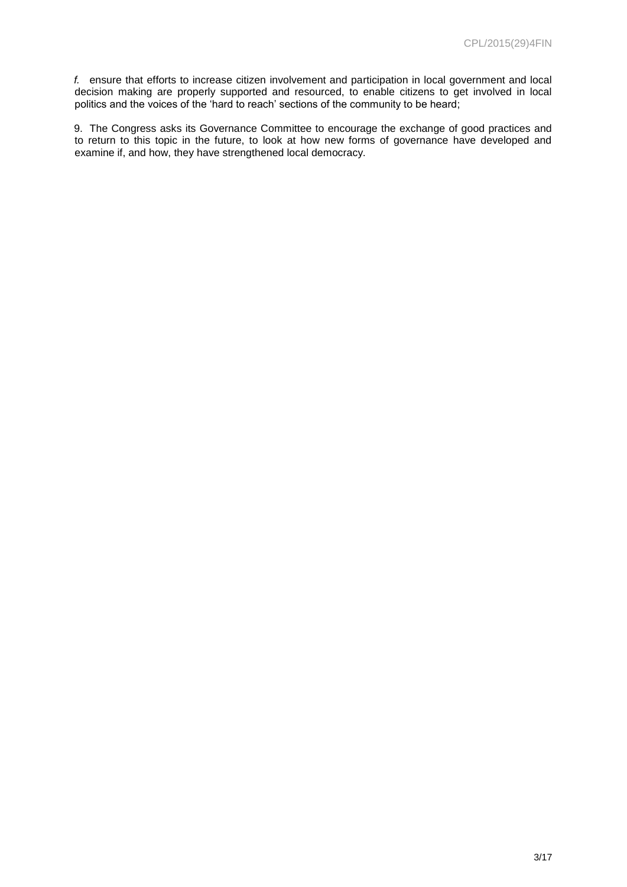*f.* ensure that efforts to increase citizen involvement and participation in local government and local decision making are properly supported and resourced, to enable citizens to get involved in local politics and the voices of the 'hard to reach' sections of the community to be heard;

9. The Congress asks its Governance Committee to encourage the exchange of good practices and to return to this topic in the future, to look at how new forms of governance have developed and examine if, and how, they have strengthened local democracy.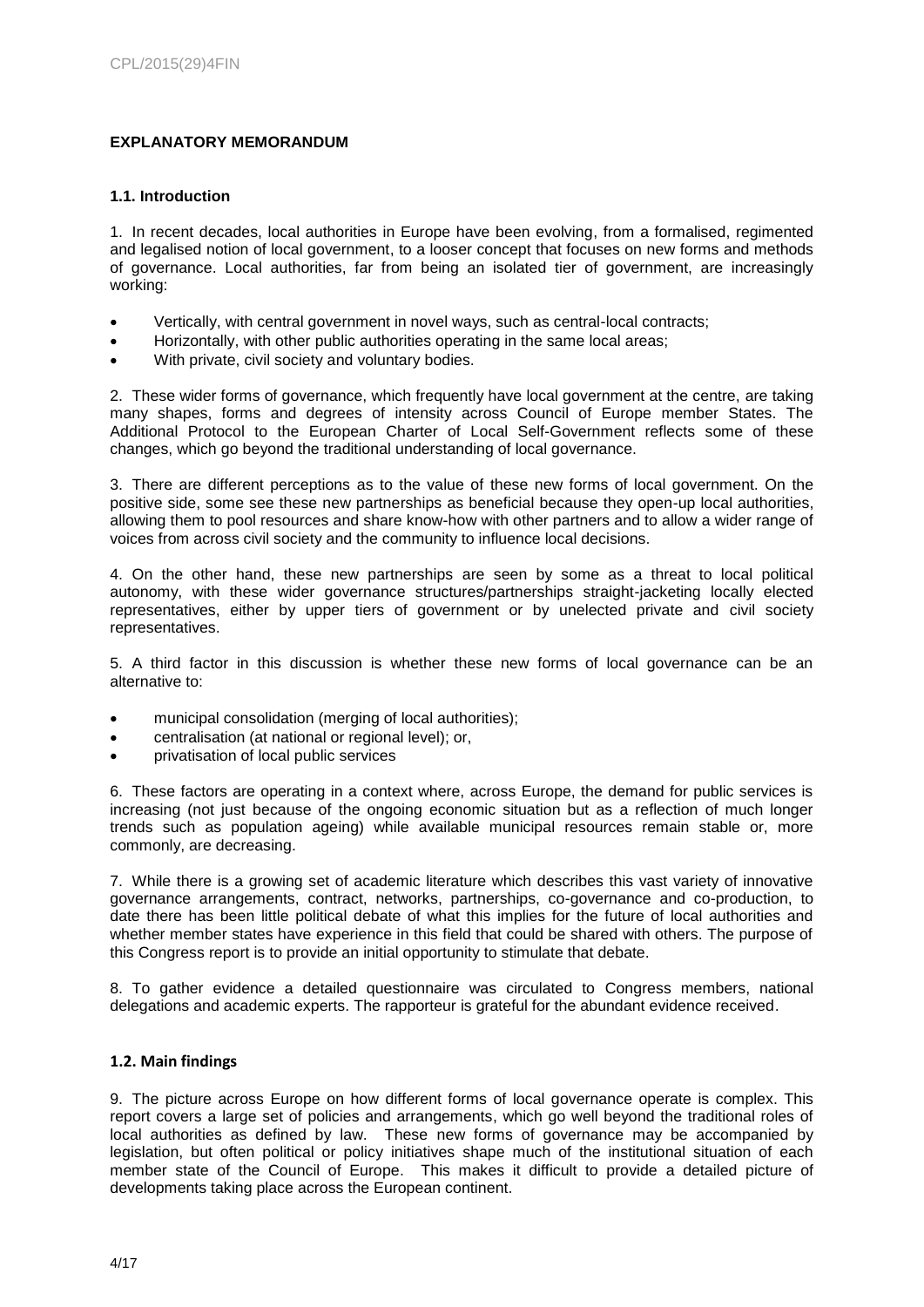**EXPLANATORY MEMORANDUM**

**1.1. Introduction**

1. In recent decades, local authorities in Europe have been evolving, from a formalised, regimented and legalised notion of local government, to a looser concept that focuses on new forms and methods of governance. Local authorities, far from being an isolated tier of government, are increasingly working:

- Vertically, with central government in novel ways, such as central-local contracts;
- Horizontally, with other public authorities operating in the same local areas;
- With private, civil society and voluntary bodies.

2. These wider forms of governance, which frequently have local government at the centre, are taking many shapes, forms and degrees of intensity across Council of Europe member States. The Additional Protocol to the European Charter of Local Self-Government reflects some of these changes, which go beyond the traditional understanding of local governance.

3. There are different perceptions as to the value of these new forms of local government. On the positive side, some see these new partnerships as beneficial because they open-up local authorities, allowing them to pool resources and share know-how with other partners and to allow a wider range of voices from across civil society and the community to influence local decisions.

4. On the other hand, these new partnerships are seen by some as a threat to local political autonomy, with these wider governance structures/partnerships straight-jacketing locally elected representatives, either by upper tiers of government or by unelected private and civil society representatives.

5. A third factor in this discussion is whether these new forms of local governance can be an alternative to:

- municipal consolidation (merging of local authorities);
- centralisation (at national or regional level); or,
- privatisation of local public services

6. These factors are operating in a context where, across Europe, the demand for public services is increasing (not just because of the ongoing economic situation but as a reflection of much longer trends such as population ageing) while available municipal resources remain stable or, more commonly, are decreasing.

7. While there is a growing set of academic literature which describes this vast variety of innovative governance arrangements, contract, networks, partnerships, co-governance and co-production, to date there has been little political debate of what this implies for the future of local authorities and whether member states have experience in this field that could be shared with others. The purpose of this Congress report is to provide an initial opportunity to stimulate that debate.

8. To gather evidence a detailed questionnaire was circulated to Congress members, national delegations and academic experts. The rapporteur is grateful for the abundant evidence received.

**1.2. Main findings**

9. The picture across Europe on how different forms of local governance operate is complex. This report covers a large set of policies and arrangements, which go well beyond the traditional roles of local authorities as defined by law. These new forms of governance may be accompanied by legislation, but often political or policy initiatives shape much of the institutional situation of each member state of the Council of Europe. This makes it difficult to provide a detailed picture of developments taking place across the European continent.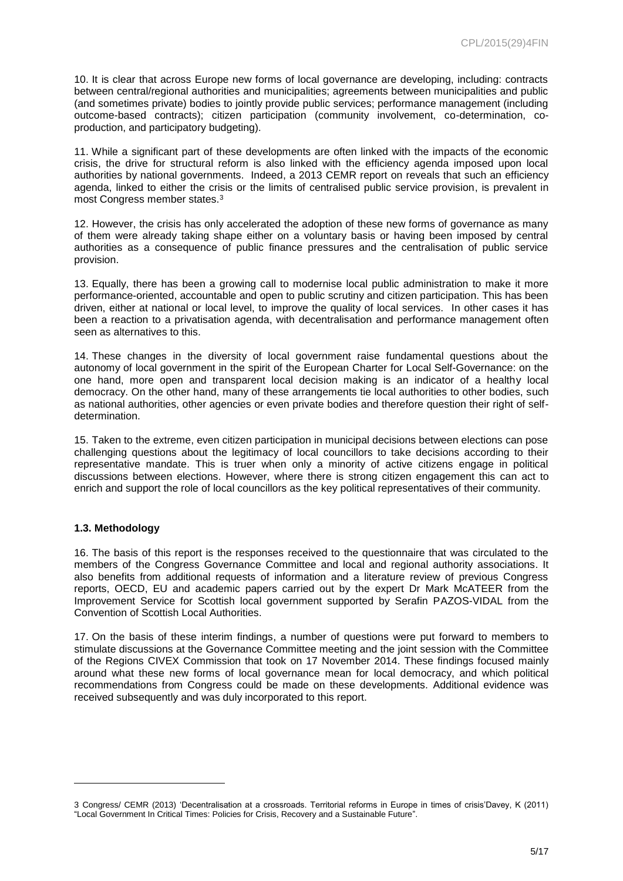10. It is clear that across Europe new forms of local governance are developing, including: contracts between central/regional authorities and municipalities; agreements between municipalities and public (and sometimes private) bodies to jointly provide public services; performance management (including outcome-based contracts); citizen participation (community involvement, co-determination, co-production, and participatory budgeting).

11. While a significant part of these developments are often linked with the impacts of the economic crisis, the drive for structural reform is also linked with the efficiency agenda imposed upon local authorities by national governments. Indeed, a 2013 CEMR report on reveals that such an efficiency agenda, linked to either the crisis or the limits of centralised public service provision, is prevalent in most Congress member states.[3]

12. However, the crisis has only accelerated the adoption of these new forms of governance as many of them were already taking shape either on a voluntary basis or having been imposed by central authorities as a consequence of public finance pressures and the centralisation of public service provision.

13. Equally, there has been a growing call to modernise local public administration to make it more performance-oriented, accountable and open to public scrutiny and citizen participation. This has been driven, either at national or local level, to improve the quality of local services. In other cases it has been a reaction to a privatisation agenda, with decentralisation and performance management often seen as alternatives to this.

14. These changes in the diversity of local government raise fundamental questions about the autonomy of local government in the spirit of the European Charter for Local Self-Governance: on the one hand, more open and transparent local decision making is an indicator of a healthy local democracy. On the other hand, many of these arrangements tie local authorities to other bodies, such as national authorities, other agencies or even private bodies and therefore question their right of self-determination.

15. Taken to the extreme, even citizen participation in municipal decisions between elections can pose challenging questions about the legitimacy of local councillors to take decisions according to their representative mandate. This is truer when only a minority of active citizens engage in political discussions between elections. However, where there is strong citizen engagement this can act to enrich and support the role of local councillors as the key political representatives of their community.

### 1.3. Methodology

16. The basis of this report is the responses received to the questionnaire that was circulated to the members of the Congress Governance Committee and local and regional authority associations. It also benefits from additional requests of information and a literature review of previous Congress reports, OECD, EU and academic papers carried out by the expert Dr Mark McATEER from the Improvement Service for Scottish local government supported by Serafin PAZOS-VIDAL from the Convention of Scottish Local Authorities.

17. On the basis of these interim findings, a number of questions were put forward to members to stimulate discussions at the Governance Committee meeting and the joint session with the Committee of the Regions CIVEX Commission that took on 17 November 2014. These findings focused mainly around what these new forms of local governance mean for local democracy, and which political recommendations from Congress could be made on these developments. Additional evidence was received subsequently and was duly incorporated to this report.

---

3 Congress/ CEMR (2013) 'Decentralisation at a crossroads. Territorial reforms in Europe in times of crisis'Davey, K (2011) "Local Government In Critical Times: Policies for Crisis, Recovery and a Sustainable Future".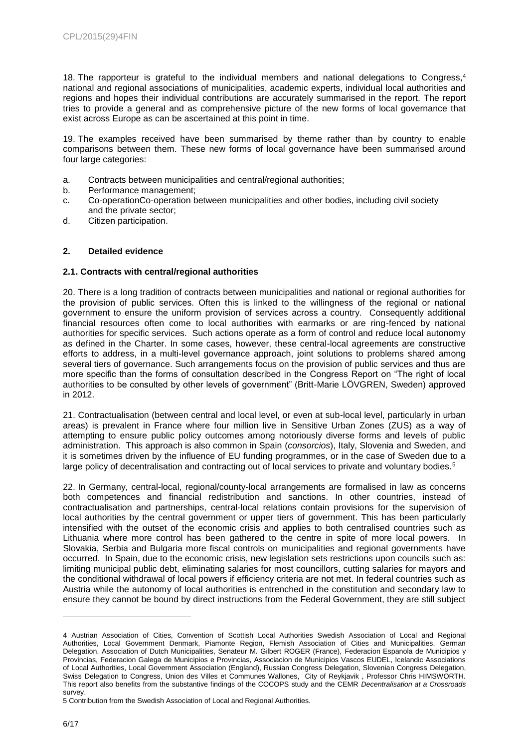18. The rapporteur is grateful to the individual members and national delegations to Congress,[4] national and regional associations of municipalities, academic experts, individual local authorities and regions and hopes their individual contributions are accurately summarised in the report. The report tries to provide a general and as comprehensive picture of the new forms of local governance that exist across Europe as can be ascertained at this point in time.

19. The examples received have been summarised by theme rather than by country to enable comparisons between them. These new forms of local governance have been summarised around four large categories:

a. Contracts between municipalities and central/regional authorities;
b. Performance management;
c. Co-operationCo-operation between municipalities and other bodies, including civil society and the private sector;
d. Citizen participation.

## 2. Detailed evidence

### 2.1. Contracts with central/regional authorities

20. There is a long tradition of contracts between municipalities and national or regional authorities for the provision of public services. Often this is linked to the willingness of the regional or national government to ensure the uniform provision of services across a country. Consequently additional financial resources often come to local authorities with earmarks or are ring-fenced by national authorities for specific services. Such actions operate as a form of control and reduce local autonomy as defined in the Charter. In some cases, however, these central-local agreements are constructive efforts to address, in a multi-level governance approach, joint solutions to problems shared among several tiers of governance. Such arrangements focus on the provision of public services and thus are more specific than the forms of consultation described in the Congress Report on "The right of local authorities to be consulted by other levels of government" (Britt-Marie LÖVGREN, Sweden) approved in 2012.

21. Contractualisation (between central and local level, or even at sub-local level, particularly in urban areas) is prevalent in France where four million live in Sensitive Urban Zones (ZUS) as a way of attempting to ensure public policy outcomes among notoriously diverse forms and levels of public administration. This approach is also common in Spain (*consorcios*), Italy, Slovenia and Sweden, and it is sometimes driven by the influence of EU funding programmes, or in the case of Sweden due to a large policy of decentralisation and contracting out of local services to private and voluntary bodies.[5]

22. In Germany, central-local, regional/county-local arrangements are formalised in law as concerns both competences and financial redistribution and sanctions. In other countries, instead of contractualisation and partnerships, central-local relations contain provisions for the supervision of local authorities by the central government or upper tiers of government. This has been particularly intensified with the outset of the economic crisis and applies to both centralised countries such as Lithuania where more control has been gathered to the centre in spite of more local powers. In Slovakia, Serbia and Bulgaria more fiscal controls on municipalities and regional governments have occurred. In Spain, due to the economic crisis, new legislation sets restrictions upon councils such as: limiting municipal public debt, eliminating salaries for most councillors, cutting salaries for mayors and the conditional withdrawal of local powers if efficiency criteria are not met. In federal countries such as Austria while the autonomy of local authorities is entrenched in the constitution and secondary law to ensure they cannot be bound by direct instructions from the Federal Government, they are still subject

---

[4] Austrian Association of Cities, Convention of Scottish Local Authorities Swedish Association of Local and Regional Authorities, Local Government Denmark, Piamonte Region, Flemish Association of Cities and Municipalities, German Delegation, Association of Dutch Municipalities, Senateur M. Gilbert ROGER (France), Federacion Espanola de Municipios y Provincias, Federacion Galega de Municipios e Provincias, Associacion de Municipios Vascos EUDEL, Icelandic Associations of Local Authorities, Local Government Association (England), Russian Congress Delegation, Slovenian Congress Delegation, Swiss Delegation to Congress, Union des Villes et Communes Wallones, City of Reykjavik , Professor Chris HIMSWORTH. This report also benefits from the substantive findings of the COCOPS study and the CEMR *Decentralisation at a Crossroads* survey.

[5] Contribution from the Swedish Association of Local and Regional Authorities.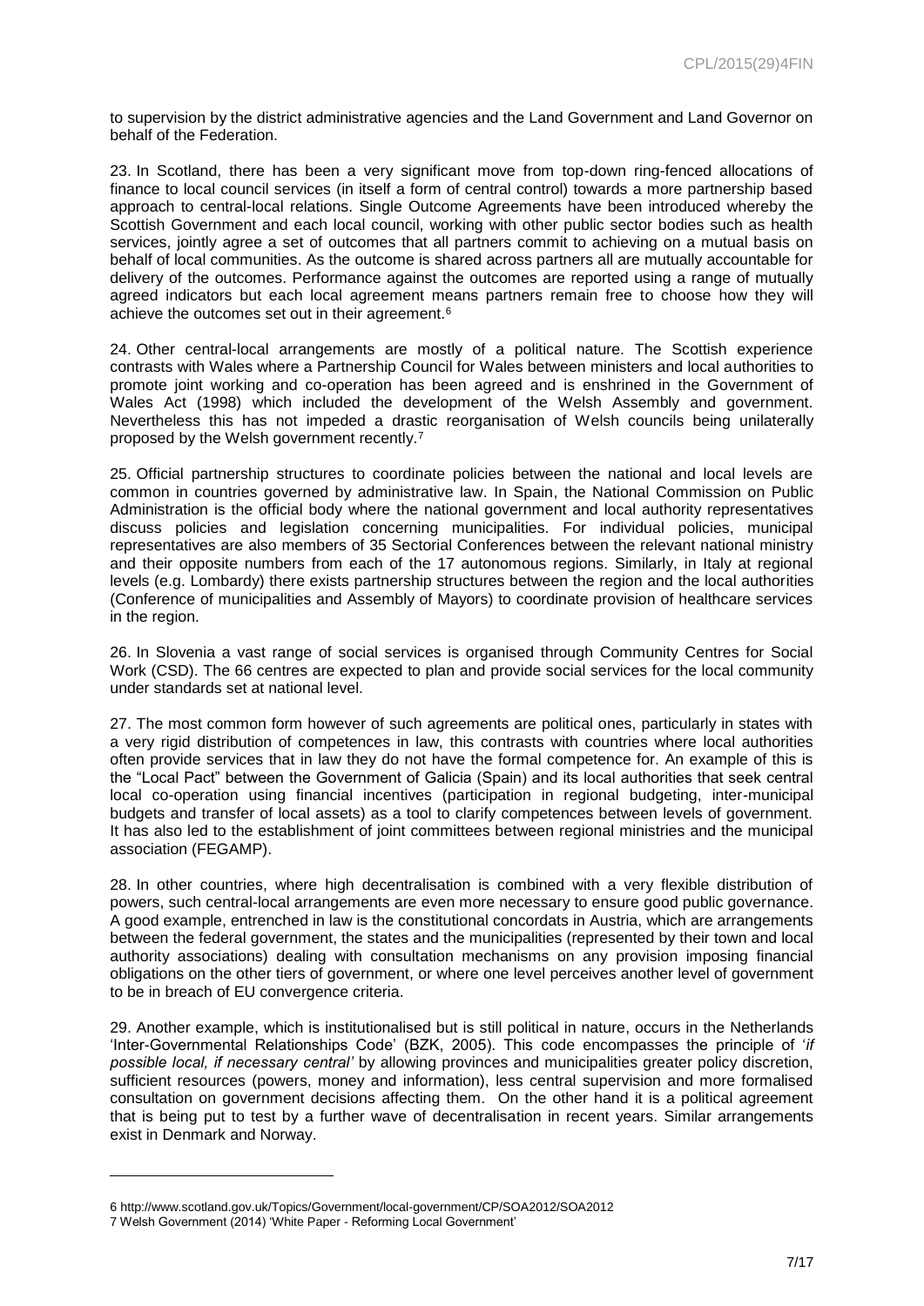to supervision by the district administrative agencies and the Land Government and Land Governor on behalf of the Federation.

23. In Scotland, there has been a very significant move from top-down ring-fenced allocations of finance to local council services (in itself a form of central control) towards a more partnership based approach to central-local relations. Single Outcome Agreements have been introduced whereby the Scottish Government and each local council, working with other public sector bodies such as health services, jointly agree a set of outcomes that all partners commit to achieving on a mutual basis on behalf of local communities. As the outcome is shared across partners all are mutually accountable for delivery of the outcomes. Performance against the outcomes are reported using a range of mutually agreed indicators but each local agreement means partners remain free to choose how they will achieve the outcomes set out in their agreement.[6]

24. Other central-local arrangements are mostly of a political nature. The Scottish experience contrasts with Wales where a Partnership Council for Wales between ministers and local authorities to promote joint working and co-operation has been agreed and is enshrined in the Government of Wales Act (1998) which included the development of the Welsh Assembly and government. Nevertheless this has not impeded a drastic reorganisation of Welsh councils being unilaterally proposed by the Welsh government recently.[7]

25. Official partnership structures to coordinate policies between the national and local levels are common in countries governed by administrative law. In Spain, the National Commission on Public Administration is the official body where the national government and local authority representatives discuss policies and legislation concerning municipalities. For individual policies, municipal representatives are also members of 35 Sectorial Conferences between the relevant national ministry and their opposite numbers from each of the 17 autonomous regions. Similarly, in Italy at regional levels (e.g. Lombardy) there exists partnership structures between the region and the local authorities (Conference of municipalities and Assembly of Mayors) to coordinate provision of healthcare services in the region.

26. In Slovenia a vast range of social services is organised through Community Centres for Social Work (CSD). The 66 centres are expected to plan and provide social services for the local community under standards set at national level.

27. The most common form however of such agreements are political ones, particularly in states with a very rigid distribution of competences in law, this contrasts with countries where local authorities often provide services that in law they do not have the formal competence for. An example of this is the "Local Pact" between the Government of Galicia (Spain) and its local authorities that seek central local co-operation using financial incentives (participation in regional budgeting, inter-municipal budgets and transfer of local assets) as a tool to clarify competences between levels of government. It has also led to the establishment of joint committees between regional ministries and the municipal association (FEGAMP).

28. In other countries, where high decentralisation is combined with a very flexible distribution of powers, such central-local arrangements are even more necessary to ensure good public governance. A good example, entrenched in law is the constitutional concordats in Austria, which are arrangements between the federal government, the states and the municipalities (represented by their town and local authority associations) dealing with consultation mechanisms on any provision imposing financial obligations on the other tiers of government, or where one level perceives another level of government to be in breach of EU convergence criteria.

29. Another example, which is institutionalised but is still political in nature, occurs in the Netherlands 'Inter-Governmental Relationships Code' (BZK, 2005). This code encompasses the principle of '*if possible local, if necessary central'* by allowing provinces and municipalities greater policy discretion, sufficient resources (powers, money and information), less central supervision and more formalised consultation on government decisions affecting them. On the other hand it is a political agreement that is being put to test by a further wave of decentralisation in recent years. Similar arrangements exist in Denmark and Norway.

---

6 http://www.scotland.gov.uk/Topics/Government/local-government/CP/SOA2012/SOA2012

7 Welsh Government (2014) 'White Paper - Reforming Local Government'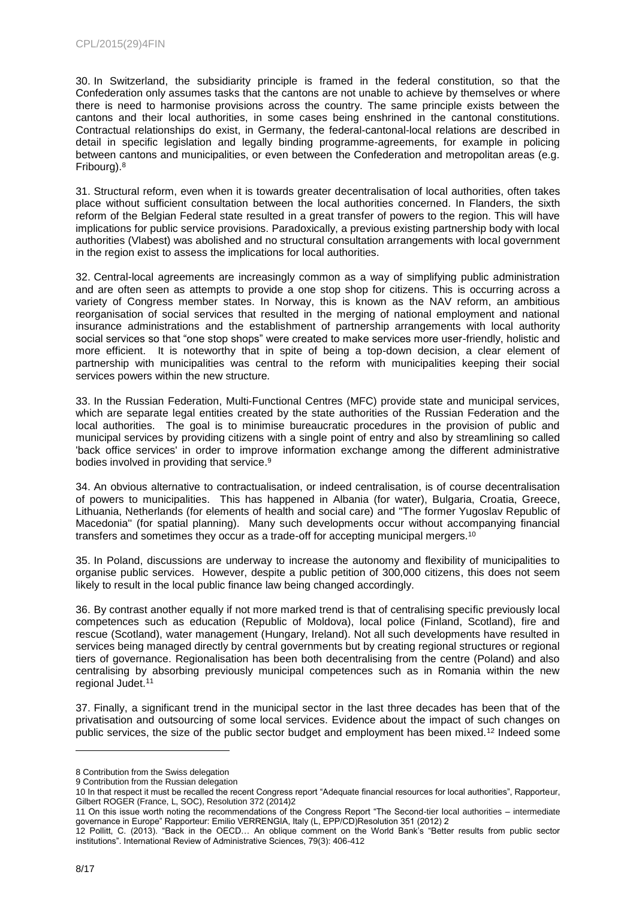30. In Switzerland, the subsidiarity principle is framed in the federal constitution, so that the Confederation only assumes tasks that the cantons are not unable to achieve by themselves or where there is need to harmonise provisions across the country. The same principle exists between the cantons and their local authorities, in some cases being enshrined in the cantonal constitutions. Contractual relationships do exist, in Germany, the federal-cantonal-local relations are described in detail in specific legislation and legally binding programme-agreements, for example in policing between cantons and municipalities, or even between the Confederation and metropolitan areas (e.g. Fribourg).[8]

31. Structural reform, even when it is towards greater decentralisation of local authorities, often takes place without sufficient consultation between the local authorities concerned. In Flanders, the sixth reform of the Belgian Federal state resulted in a great transfer of powers to the region. This will have implications for public service provisions. Paradoxically, a previous existing partnership body with local authorities (Vlabest) was abolished and no structural consultation arrangements with local government in the region exist to assess the implications for local authorities.

32. Central-local agreements are increasingly common as a way of simplifying public administration and are often seen as attempts to provide a one stop shop for citizens. This is occurring across a variety of Congress member states. In Norway, this is known as the NAV reform, an ambitious reorganisation of social services that resulted in the merging of national employment and national insurance administrations and the establishment of partnership arrangements with local authority social services so that "one stop shops" were created to make services more user-friendly, holistic and more efficient. It is noteworthy that in spite of being a top-down decision, a clear element of partnership with municipalities was central to the reform with municipalities keeping their social services powers within the new structure.

33. In the Russian Federation, Multi-Functional Centres (MFC) provide state and municipal services, which are separate legal entities created by the state authorities of the Russian Federation and the local authorities. The goal is to minimise bureaucratic procedures in the provision of public and municipal services by providing citizens with a single point of entry and also by streamlining so called 'back office services' in order to improve information exchange among the different administrative bodies involved in providing that service.[9]

34. An obvious alternative to contractualisation, or indeed centralisation, is of course decentralisation of powers to municipalities. This has happened in Albania (for water), Bulgaria, Croatia, Greece, Lithuania, Netherlands (for elements of health and social care) and "The former Yugoslav Republic of Macedonia" (for spatial planning). Many such developments occur without accompanying financial transfers and sometimes they occur as a trade-off for accepting municipal mergers.[10]

35. In Poland, discussions are underway to increase the autonomy and flexibility of municipalities to organise public services. However, despite a public petition of 300,000 citizens, this does not seem likely to result in the local public finance law being changed accordingly.

36. By contrast another equally if not more marked trend is that of centralising specific previously local competences such as education (Republic of Moldova), local police (Finland, Scotland), fire and rescue (Scotland), water management (Hungary, Ireland). Not all such developments have resulted in services being managed directly by central governments but by creating regional structures or regional tiers of governance. Regionalisation has been both decentralising from the centre (Poland) and also centralising by absorbing previously municipal competences such as in Romania within the new regional Judet.[11]

37. Finally, a significant trend in the municipal sector in the last three decades has been that of the privatisation and outsourcing of some local services. Evidence about the impact of such changes on public services, the size of the public sector budget and employment has been mixed.[12] Indeed some

---

8 Contribution from the Swiss delegation

9 Contribution from the Russian delegation

10 In that respect it must be recalled the recent Congress report "Adequate financial resources for local authorities", Rapporteur, Gilbert ROGER (France, L, SOC), Resolution 372 (2014)2

11 On this issue worth noting the recommendations of the Congress Report "The Second-tier local authorities – intermediate governance in Europe" Rapporteur: Emilio VERRENGIA, Italy (L, EPP/CD)Resolution 351 (2012) 2

12 Pollitt, C. (2013). "Back in the OECD… An oblique comment on the World Bank's "Better results from public sector institutions". International Review of Administrative Sciences, 79(3): 406-412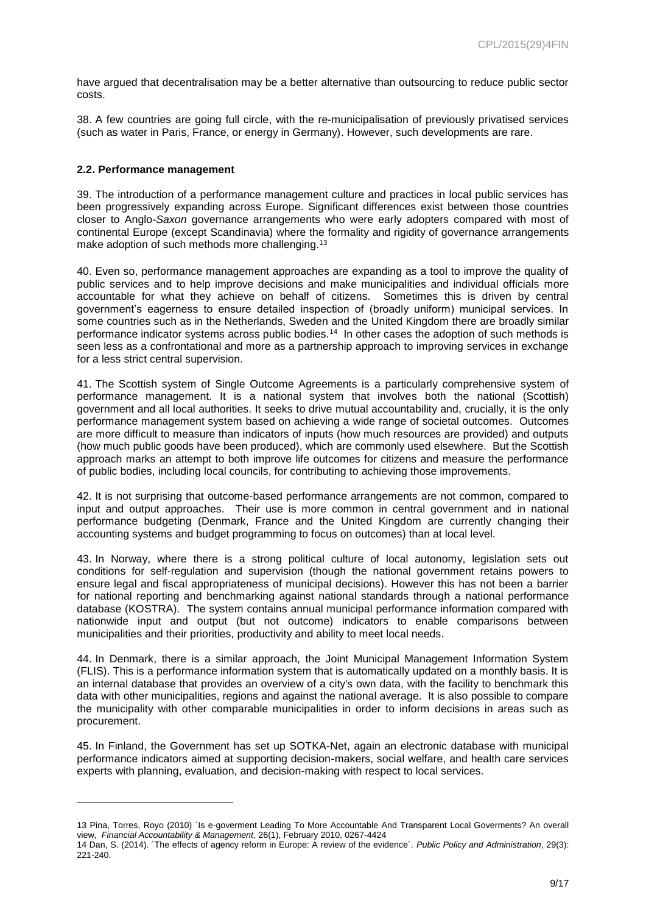have argued that decentralisation may be a better alternative than outsourcing to reduce public sector costs.

38. A few countries are going full circle, with the re-municipalisation of previously privatised services (such as water in Paris, France, or energy in Germany). However, such developments are rare.

### 2.2. Performance management

39. The introduction of a performance management culture and practices in local public services has been progressively expanding across Europe. Significant differences exist between those countries closer to Anglo-*Saxon* governance arrangements who were early adopters compared with most of continental Europe (except Scandinavia) where the formality and rigidity of governance arrangements make adoption of such methods more challenging.[13]

40. Even so, performance management approaches are expanding as a tool to improve the quality of public services and to help improve decisions and make municipalities and individual officials more accountable for what they achieve on behalf of citizens. Sometimes this is driven by central government's eagerness to ensure detailed inspection of (broadly uniform) municipal services. In some countries such as in the Netherlands, Sweden and the United Kingdom there are broadly similar performance indicator systems across public bodies.[14] In other cases the adoption of such methods is seen less as a confrontational and more as a partnership approach to improving services in exchange for a less strict central supervision.

41. The Scottish system of Single Outcome Agreements is a particularly comprehensive system of performance management. It is a national system that involves both the national (Scottish) government and all local authorities. It seeks to drive mutual accountability and, crucially, it is the only performance management system based on achieving a wide range of societal outcomes. Outcomes are more difficult to measure than indicators of inputs (how much resources are provided) and outputs (how much public goods have been produced), which are commonly used elsewhere. But the Scottish approach marks an attempt to both improve life outcomes for citizens and measure the performance of public bodies, including local councils, for contributing to achieving those improvements.

42. It is not surprising that outcome-based performance arrangements are not common, compared to input and output approaches. Their use is more common in central government and in national performance budgeting (Denmark, France and the United Kingdom are currently changing their accounting systems and budget programming to focus on outcomes) than at local level.

43. In Norway, where there is a strong political culture of local autonomy, legislation sets out conditions for self-regulation and supervision (though the national government retains powers to ensure legal and fiscal appropriateness of municipal decisions). However this has not been a barrier for national reporting and benchmarking against national standards through a national performance database (KOSTRA). The system contains annual municipal performance information compared with nationwide input and output (but not outcome) indicators to enable comparisons between municipalities and their priorities, productivity and ability to meet local needs.

44. In Denmark, there is a similar approach, the Joint Municipal Management Information System (FLIS). This is a performance information system that is automatically updated on a monthly basis. It is an internal database that provides an overview of a city's own data, with the facility to benchmark this data with other municipalities, regions and against the national average. It is also possible to compare the municipality with other comparable municipalities in order to inform decisions in areas such as procurement.

45. In Finland, the Government has set up SOTKA-Net, again an electronic database with municipal performance indicators aimed at supporting decision-makers, social welfare, and health care services experts with planning, evaluation, and decision-making with respect to local services.

---

13 Pina, Torres, Royo (2010) ´Is e-goverment Leading To More Accountable And Transparent Local Goverments? An overall view, *Financial Accountability & Management*, 26(1), February 2010, 0267-4424

14 Dan, S. (2014). ´The effects of agency reform in Europe: A review of the evidence´. *Public Policy and Administration*, 29(3): 221-240.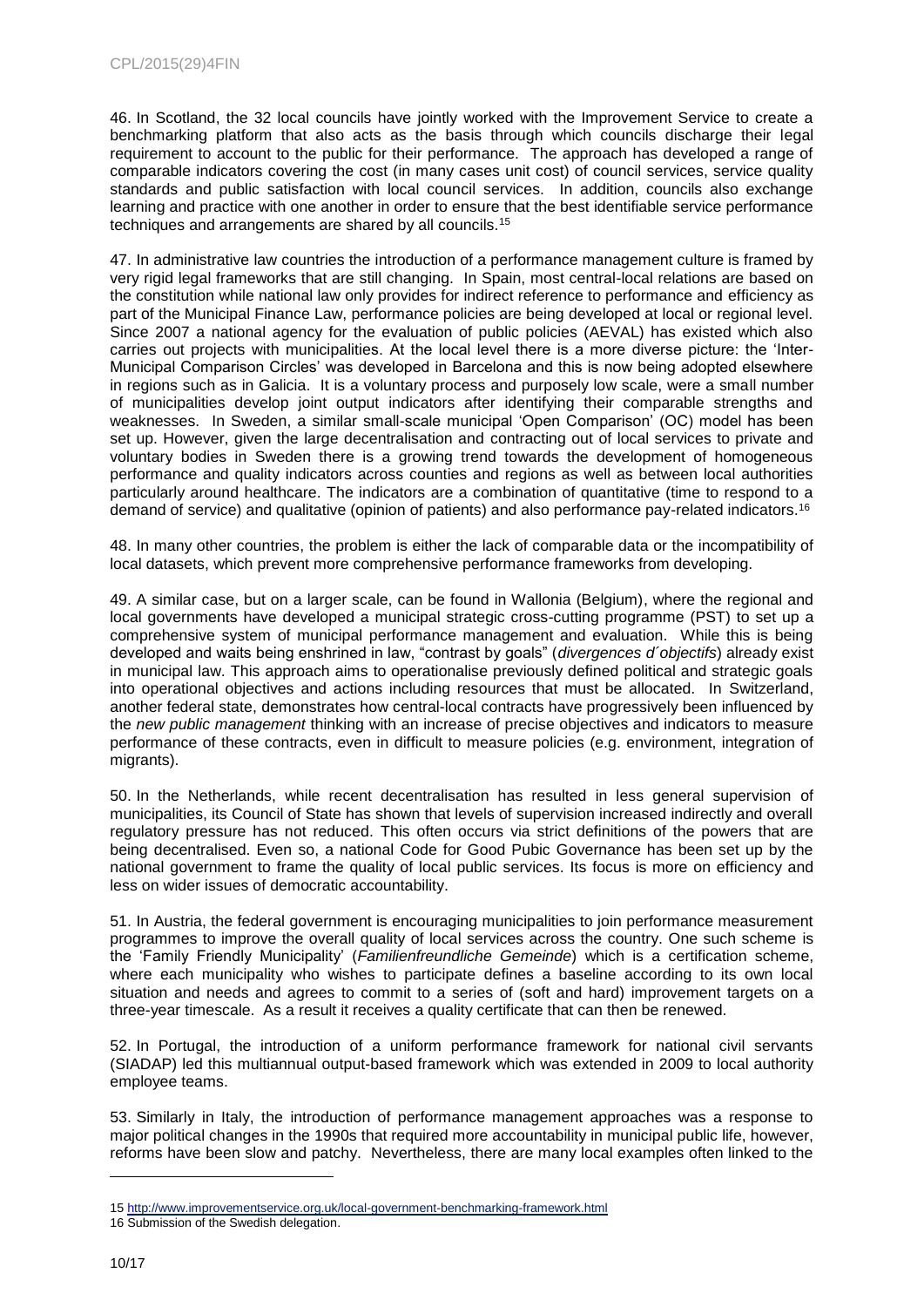46. In Scotland, the 32 local councils have jointly worked with the Improvement Service to create a benchmarking platform that also acts as the basis through which councils discharge their legal requirement to account to the public for their performance. The approach has developed a range of comparable indicators covering the cost (in many cases unit cost) of council services, service quality standards and public satisfaction with local council services. In addition, councils also exchange learning and practice with one another in order to ensure that the best identifiable service performance techniques and arrangements are shared by all councils.[15]

47. In administrative law countries the introduction of a performance management culture is framed by very rigid legal frameworks that are still changing. In Spain, most central-local relations are based on the constitution while national law only provides for indirect reference to performance and efficiency as part of the Municipal Finance Law, performance policies are being developed at local or regional level. Since 2007 a national agency for the evaluation of public policies (AEVAL) has existed which also carries out projects with municipalities. At the local level there is a more diverse picture: the 'Inter-Municipal Comparison Circles' was developed in Barcelona and this is now being adopted elsewhere in regions such as in Galicia. It is a voluntary process and purposely low scale, were a small number of municipalities develop joint output indicators after identifying their comparable strengths and weaknesses. In Sweden, a similar small-scale municipal 'Open Comparison' (OC) model has been set up. However, given the large decentralisation and contracting out of local services to private and voluntary bodies in Sweden there is a growing trend towards the development of homogeneous performance and quality indicators across counties and regions as well as between local authorities particularly around healthcare. The indicators are a combination of quantitative (time to respond to a demand of service) and qualitative (opinion of patients) and also performance pay-related indicators.[16]

48. In many other countries, the problem is either the lack of comparable data or the incompatibility of local datasets, which prevent more comprehensive performance frameworks from developing.

49. A similar case, but on a larger scale, can be found in Wallonia (Belgium), where the regional and local governments have developed a municipal strategic cross-cutting programme (PST) to set up a comprehensive system of municipal performance management and evaluation. While this is being developed and waits being enshrined in law, "contrast by goals" (*divergences d´objectifs*) already exist in municipal law. This approach aims to operationalise previously defined political and strategic goals into operational objectives and actions including resources that must be allocated. In Switzerland, another federal state, demonstrates how central-local contracts have progressively been influenced by the *new public management* thinking with an increase of precise objectives and indicators to measure performance of these contracts, even in difficult to measure policies (e.g. environment, integration of migrants).

50. In the Netherlands, while recent decentralisation has resulted in less general supervision of municipalities, its Council of State has shown that levels of supervision increased indirectly and overall regulatory pressure has not reduced. This often occurs via strict definitions of the powers that are being decentralised. Even so, a national Code for Good Pubic Governance has been set up by the national government to frame the quality of local public services. Its focus is more on efficiency and less on wider issues of democratic accountability.

51. In Austria, the federal government is encouraging municipalities to join performance measurement programmes to improve the overall quality of local services across the country. One such scheme is the 'Family Friendly Municipality' (*Familienfreundliche Gemeinde*) which is a certification scheme, where each municipality who wishes to participate defines a baseline according to its own local situation and needs and agrees to commit to a series of (soft and hard) improvement targets on a three-year timescale. As a result it receives a quality certificate that can then be renewed.

52. In Portugal, the introduction of a uniform performance framework for national civil servants (SIADAP) led this multiannual output-based framework which was extended in 2009 to local authority employee teams.

53. Similarly in Italy, the introduction of performance management approaches was a response to major political changes in the 1990s that required more accountability in municipal public life, however, reforms have been slow and patchy. Nevertheless, there are many local examples often linked to the

---

15 http://www.improvementservice.org.uk/local-government-benchmarking-framework.html

16 Submission of the Swedish delegation.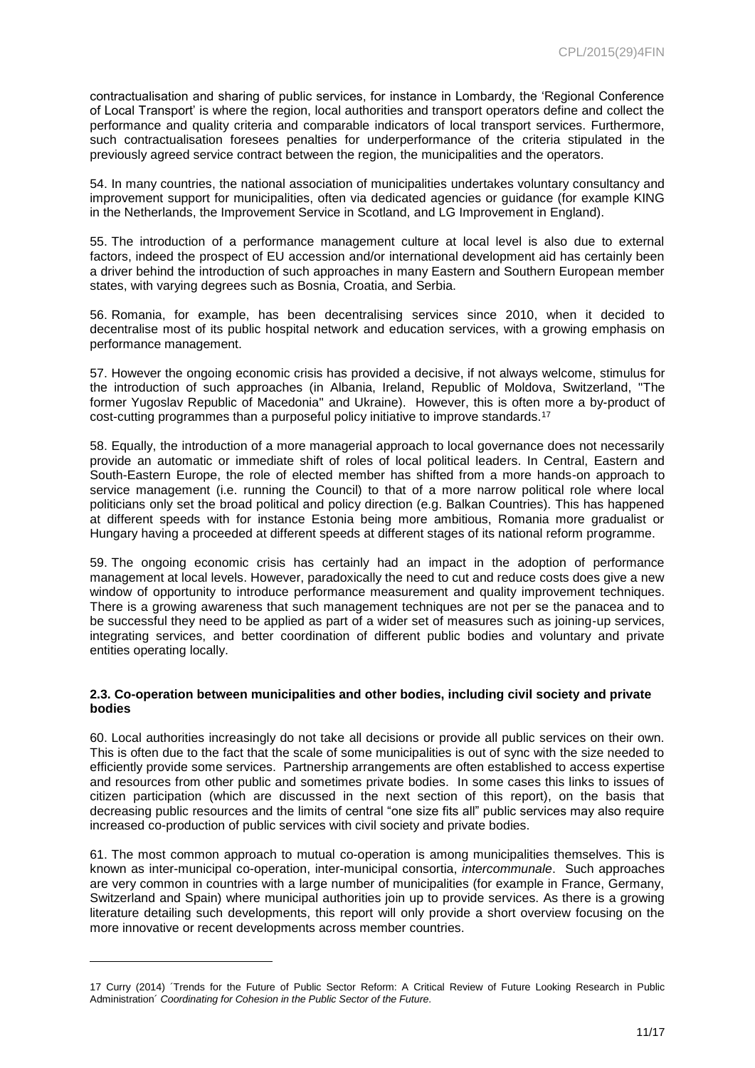contractualisation and sharing of public services, for instance in Lombardy, the 'Regional Conference of Local Transport' is where the region, local authorities and transport operators define and collect the performance and quality criteria and comparable indicators of local transport services. Furthermore, such contractualisation foresees penalties for underperformance of the criteria stipulated in the previously agreed service contract between the region, the municipalities and the operators.

54. In many countries, the national association of municipalities undertakes voluntary consultancy and improvement support for municipalities, often via dedicated agencies or guidance (for example KING in the Netherlands, the Improvement Service in Scotland, and LG Improvement in England).

55. The introduction of a performance management culture at local level is also due to external factors, indeed the prospect of EU accession and/or international development aid has certainly been a driver behind the introduction of such approaches in many Eastern and Southern European member states, with varying degrees such as Bosnia, Croatia, and Serbia.

56. Romania, for example, has been decentralising services since 2010, when it decided to decentralise most of its public hospital network and education services, with a growing emphasis on performance management.

57. However the ongoing economic crisis has provided a decisive, if not always welcome, stimulus for the introduction of such approaches (in Albania, Ireland, Republic of Moldova, Switzerland, "The former Yugoslav Republic of Macedonia" and Ukraine). However, this is often more a by-product of cost-cutting programmes than a purposeful policy initiative to improve standards.[17]

58. Equally, the introduction of a more managerial approach to local governance does not necessarily provide an automatic or immediate shift of roles of local political leaders. In Central, Eastern and South-Eastern Europe, the role of elected member has shifted from a more hands-on approach to service management (i.e. running the Council) to that of a more narrow political role where local politicians only set the broad political and policy direction (e.g. Balkan Countries). This has happened at different speeds with for instance Estonia being more ambitious, Romania more gradualist or Hungary having a proceeded at different speeds at different stages of its national reform programme.

59. The ongoing economic crisis has certainly had an impact in the adoption of performance management at local levels. However, paradoxically the need to cut and reduce costs does give a new window of opportunity to introduce performance measurement and quality improvement techniques. There is a growing awareness that such management techniques are not per se the panacea and to be successful they need to be applied as part of a wider set of measures such as joining-up services, integrating services, and better coordination of different public bodies and voluntary and private entities operating locally.

### 2.3. Co-operation between municipalities and other bodies, including civil society and private bodies

60. Local authorities increasingly do not take all decisions or provide all public services on their own. This is often due to the fact that the scale of some municipalities is out of sync with the size needed to efficiently provide some services. Partnership arrangements are often established to access expertise and resources from other public and sometimes private bodies. In some cases this links to issues of citizen participation (which are discussed in the next section of this report), on the basis that decreasing public resources and the limits of central "one size fits all" public services may also require increased co-production of public services with civil society and private bodies.

61. The most common approach to mutual co-operation is among municipalities themselves. This is known as inter-municipal co-operation, inter-municipal consortia, *intercommunale*. Such approaches are very common in countries with a large number of municipalities (for example in France, Germany, Switzerland and Spain) where municipal authorities join up to provide services. As there is a growing literature detailing such developments, this report will only provide a short overview focusing on the more innovative or recent developments across member countries.

---

17 Curry (2014) ´Trends for the Future of Public Sector Reform: A Critical Review of Future Looking Research in Public Administration´ *Coordinating for Cohesion in the Public Sector of the Future.*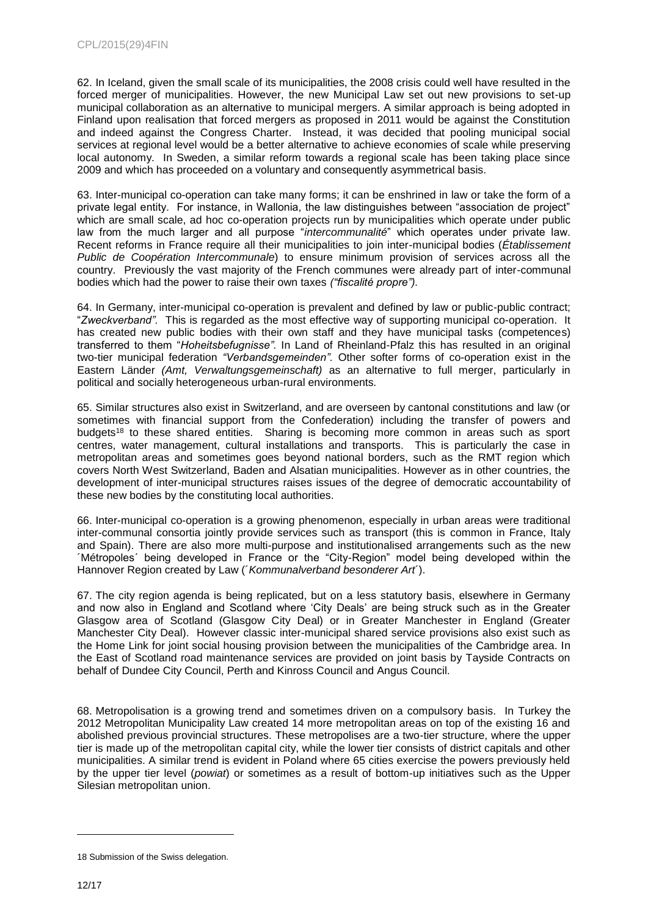62. In Iceland, given the small scale of its municipalities, the 2008 crisis could well have resulted in the forced merger of municipalities. However, the new Municipal Law set out new provisions to set-up municipal collaboration as an alternative to municipal mergers. A similar approach is being adopted in Finland upon realisation that forced mergers as proposed in 2011 would be against the Constitution and indeed against the Congress Charter. Instead, it was decided that pooling municipal social services at regional level would be a better alternative to achieve economies of scale while preserving local autonomy. In Sweden, a similar reform towards a regional scale has been taking place since 2009 and which has proceeded on a voluntary and consequently asymmetrical basis.

63. Inter-municipal co-operation can take many forms; it can be enshrined in law or take the form of a private legal entity. For instance, in Wallonia, the law distinguishes between "association de project" which are small scale, ad hoc co-operation projects run by municipalities which operate under public law from the much larger and all purpose "*intercommunalité*" which operates under private law. Recent reforms in France require all their municipalities to join inter-municipal bodies (*Établissement Public de Coopération Intercommunale*) to ensure minimum provision of services across all the country. Previously the vast majority of the French communes were already part of inter-communal bodies which had the power to raise their own taxes *("fiscalité propre")*.

64. In Germany, inter-municipal co-operation is prevalent and defined by law or public-public contract; "*Zweckverband"*. This is regarded as the most effective way of supporting municipal co-operation. It has created new public bodies with their own staff and they have municipal tasks (competences) transferred to them "*Hoheitsbefugnisse"*. In Land of Rheinland-Pfalz this has resulted in an original two-tier municipal federation *"Verbandsgemeinden"*. Other softer forms of co-operation exist in the Eastern Länder *(Amt, Verwaltungsgemeinschaft)* as an alternative to full merger, particularly in political and socially heterogeneous urban-rural environments.

65. Similar structures also exist in Switzerland, and are overseen by cantonal constitutions and law (or sometimes with financial support from the Confederation) including the transfer of powers and budgets[18] to these shared entities. Sharing is becoming more common in areas such as sport centres, water management, cultural installations and transports. This is particularly the case in metropolitan areas and sometimes goes beyond national borders, such as the RMT region which covers North West Switzerland, Baden and Alsatian municipalities. However as in other countries, the development of inter-municipal structures raises issues of the degree of democratic accountability of these new bodies by the constituting local authorities.

66. Inter-municipal co-operation is a growing phenomenon, especially in urban areas were traditional inter-communal consortia jointly provide services such as transport (this is common in France, Italy and Spain). There are also more multi-purpose and institutionalised arrangements such as the new ´Métropoles´ being developed in France or the "City-Region" model being developed within the Hannover Region created by Law (´*Kommunalverband besonderer Art*´).

67. The city region agenda is being replicated, but on a less statutory basis, elsewhere in Germany and now also in England and Scotland where 'City Deals' are being struck such as in the Greater Glasgow area of Scotland (Glasgow City Deal) or in Greater Manchester in England (Greater Manchester City Deal). However classic inter-municipal shared service provisions also exist such as the Home Link for joint social housing provision between the municipalities of the Cambridge area. In the East of Scotland road maintenance services are provided on joint basis by Tayside Contracts on behalf of Dundee City Council, Perth and Kinross Council and Angus Council.

68. Metropolisation is a growing trend and sometimes driven on a compulsory basis. In Turkey the 2012 Metropolitan Municipality Law created 14 more metropolitan areas on top of the existing 16 and abolished previous provincial structures. These metropolises are a two-tier structure, where the upper tier is made up of the metropolitan capital city, while the lower tier consists of district capitals and other municipalities. A similar trend is evident in Poland where 65 cities exercise the powers previously held by the upper tier level (*powiat*) or sometimes as a result of bottom-up initiatives such as the Upper Silesian metropolitan union.

---

18 Submission of the Swiss delegation.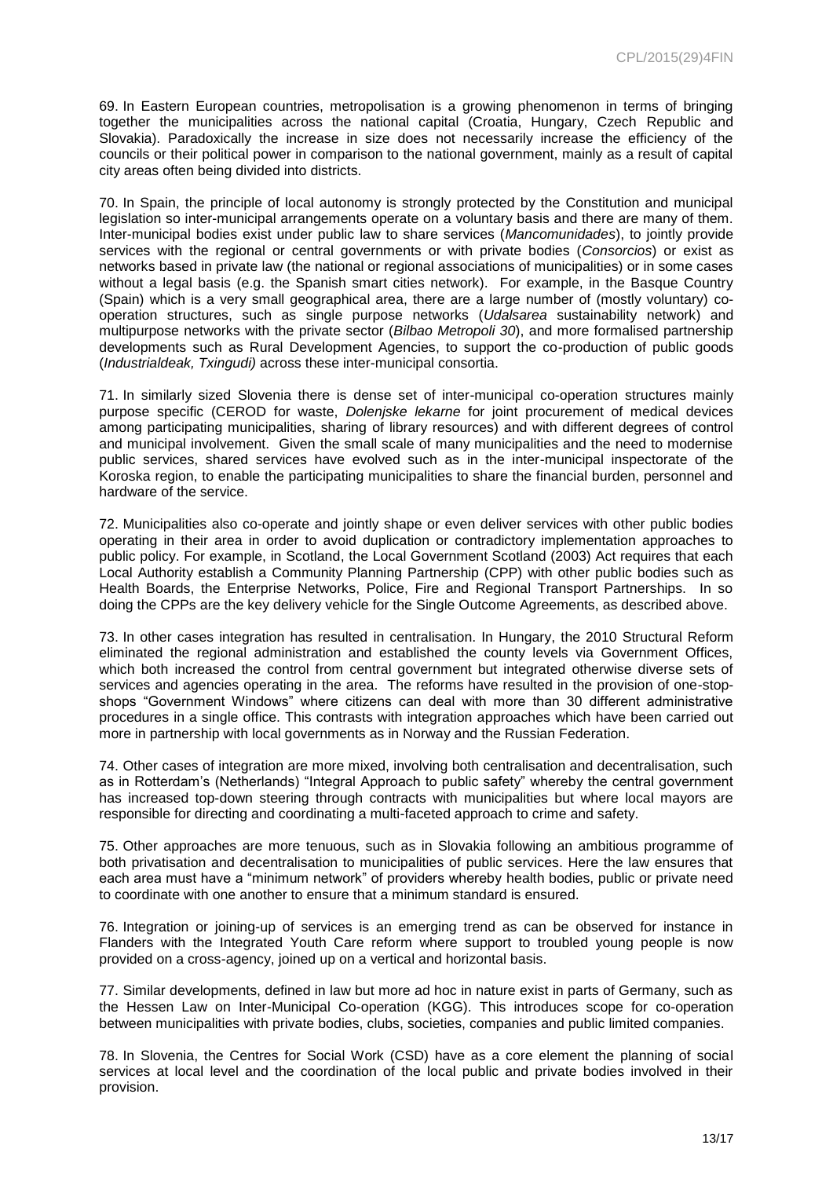69. In Eastern European countries, metropolisation is a growing phenomenon in terms of bringing together the municipalities across the national capital (Croatia, Hungary, Czech Republic and Slovakia). Paradoxically the increase in size does not necessarily increase the efficiency of the councils or their political power in comparison to the national government, mainly as a result of capital city areas often being divided into districts.

70. In Spain, the principle of local autonomy is strongly protected by the Constitution and municipal legislation so inter-municipal arrangements operate on a voluntary basis and there are many of them. Inter-municipal bodies exist under public law to share services (*Mancomunidades*), to jointly provide services with the regional or central governments or with private bodies (*Consorcios*) or exist as networks based in private law (the national or regional associations of municipalities) or in some cases without a legal basis (e.g. the Spanish smart cities network). For example, in the Basque Country (Spain) which is a very small geographical area, there are a large number of (mostly voluntary) co-operation structures, such as single purpose networks (*Udalsarea* sustainability network) and multipurpose networks with the private sector (*Bilbao Metropoli 30*), and more formalised partnership developments such as Rural Development Agencies, to support the co-production of public goods (*Industrialdeak, Txingudi)* across these inter-municipal consortia.

71. In similarly sized Slovenia there is dense set of inter-municipal co-operation structures mainly purpose specific (CEROD for waste, *Dolenjske lekarne* for joint procurement of medical devices among participating municipalities, sharing of library resources) and with different degrees of control and municipal involvement. Given the small scale of many municipalities and the need to modernise public services, shared services have evolved such as in the inter-municipal inspectorate of the Koroska region, to enable the participating municipalities to share the financial burden, personnel and hardware of the service.

72. Municipalities also co-operate and jointly shape or even deliver services with other public bodies operating in their area in order to avoid duplication or contradictory implementation approaches to public policy. For example, in Scotland, the Local Government Scotland (2003) Act requires that each Local Authority establish a Community Planning Partnership (CPP) with other public bodies such as Health Boards, the Enterprise Networks, Police, Fire and Regional Transport Partnerships. In so doing the CPPs are the key delivery vehicle for the Single Outcome Agreements, as described above.

73. In other cases integration has resulted in centralisation. In Hungary, the 2010 Structural Reform eliminated the regional administration and established the county levels via Government Offices, which both increased the control from central government but integrated otherwise diverse sets of services and agencies operating in the area. The reforms have resulted in the provision of one-stop-shops "Government Windows" where citizens can deal with more than 30 different administrative procedures in a single office. This contrasts with integration approaches which have been carried out more in partnership with local governments as in Norway and the Russian Federation.

74. Other cases of integration are more mixed, involving both centralisation and decentralisation, such as in Rotterdam's (Netherlands) "Integral Approach to public safety" whereby the central government has increased top-down steering through contracts with municipalities but where local mayors are responsible for directing and coordinating a multi-faceted approach to crime and safety.

75. Other approaches are more tenuous, such as in Slovakia following an ambitious programme of both privatisation and decentralisation to municipalities of public services. Here the law ensures that each area must have a "minimum network" of providers whereby health bodies, public or private need to coordinate with one another to ensure that a minimum standard is ensured.

76. Integration or joining-up of services is an emerging trend as can be observed for instance in Flanders with the Integrated Youth Care reform where support to troubled young people is now provided on a cross-agency, joined up on a vertical and horizontal basis.

77. Similar developments, defined in law but more ad hoc in nature exist in parts of Germany, such as the Hessen Law on Inter-Municipal Co-operation (KGG). This introduces scope for co-operation between municipalities with private bodies, clubs, societies, companies and public limited companies.

78. In Slovenia, the Centres for Social Work (CSD) have as a core element the planning of social services at local level and the coordination of the local public and private bodies involved in their provision.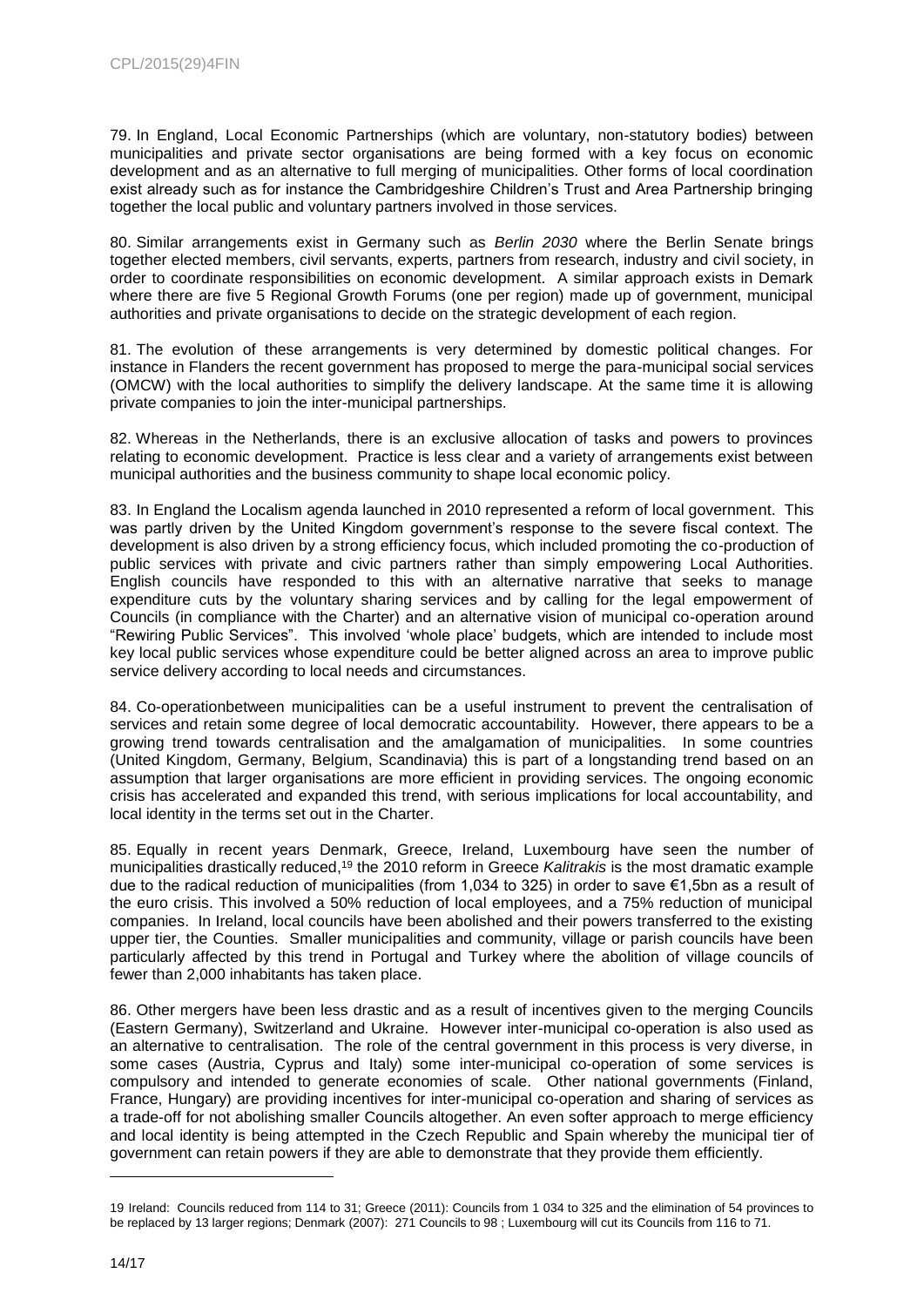79. In England, Local Economic Partnerships (which are voluntary, non-statutory bodies) between municipalities and private sector organisations are being formed with a key focus on economic development and as an alternative to full merging of municipalities. Other forms of local coordination exist already such as for instance the Cambridgeshire Children's Trust and Area Partnership bringing together the local public and voluntary partners involved in those services.

80. Similar arrangements exist in Germany such as *Berlin 2030* where the Berlin Senate brings together elected members, civil servants, experts, partners from research, industry and civil society, in order to coordinate responsibilities on economic development. A similar approach exists in Demark where there are five 5 Regional Growth Forums (one per region) made up of government, municipal authorities and private organisations to decide on the strategic development of each region.

81. The evolution of these arrangements is very determined by domestic political changes. For instance in Flanders the recent government has proposed to merge the para-municipal social services (OMCW) with the local authorities to simplify the delivery landscape. At the same time it is allowing private companies to join the inter-municipal partnerships.

82. Whereas in the Netherlands, there is an exclusive allocation of tasks and powers to provinces relating to economic development. Practice is less clear and a variety of arrangements exist between municipal authorities and the business community to shape local economic policy.

83. In England the Localism agenda launched in 2010 represented a reform of local government. This was partly driven by the United Kingdom government's response to the severe fiscal context. The development is also driven by a strong efficiency focus, which included promoting the co-production of public services with private and civic partners rather than simply empowering Local Authorities. English councils have responded to this with an alternative narrative that seeks to manage expenditure cuts by the voluntary sharing services and by calling for the legal empowerment of Councils (in compliance with the Charter) and an alternative vision of municipal co-operation around "Rewiring Public Services". This involved 'whole place' budgets, which are intended to include most key local public services whose expenditure could be better aligned across an area to improve public service delivery according to local needs and circumstances.

84. Co-operationbetween municipalities can be a useful instrument to prevent the centralisation of services and retain some degree of local democratic accountability. However, there appears to be a growing trend towards centralisation and the amalgamation of municipalities. In some countries (United Kingdom, Germany, Belgium, Scandinavia) this is part of a longstanding trend based on an assumption that larger organisations are more efficient in providing services. The ongoing economic crisis has accelerated and expanded this trend, with serious implications for local accountability, and local identity in the terms set out in the Charter.

85. Equally in recent years Denmark, Greece, Ireland, Luxembourg have seen the number of municipalities drastically reduced,[19] the 2010 reform in Greece *Kalitrakis* is the most dramatic example due to the radical reduction of municipalities (from 1,034 to 325) in order to save €1,5bn as a result of the euro crisis. This involved a 50% reduction of local employees, and a 75% reduction of municipal companies. In Ireland, local councils have been abolished and their powers transferred to the existing upper tier, the Counties. Smaller municipalities and community, village or parish councils have been particularly affected by this trend in Portugal and Turkey where the abolition of village councils of fewer than 2,000 inhabitants has taken place.

86. Other mergers have been less drastic and as a result of incentives given to the merging Councils (Eastern Germany), Switzerland and Ukraine. However inter-municipal co-operation is also used as an alternative to centralisation. The role of the central government in this process is very diverse, in some cases (Austria, Cyprus and Italy) some inter-municipal co-operation of some services is compulsory and intended to generate economies of scale. Other national governments (Finland, France, Hungary) are providing incentives for inter-municipal co-operation and sharing of services as a trade-off for not abolishing smaller Councils altogether. An even softer approach to merge efficiency and local identity is being attempted in the Czech Republic and Spain whereby the municipal tier of government can retain powers if they are able to demonstrate that they provide them efficiently.

---

19 Ireland: Councils reduced from 114 to 31; Greece (2011): Councils from 1 034 to 325 and the elimination of 54 provinces to be replaced by 13 larger regions; Denmark (2007): 271 Councils to 98 ; Luxembourg will cut its Councils from 116 to 71.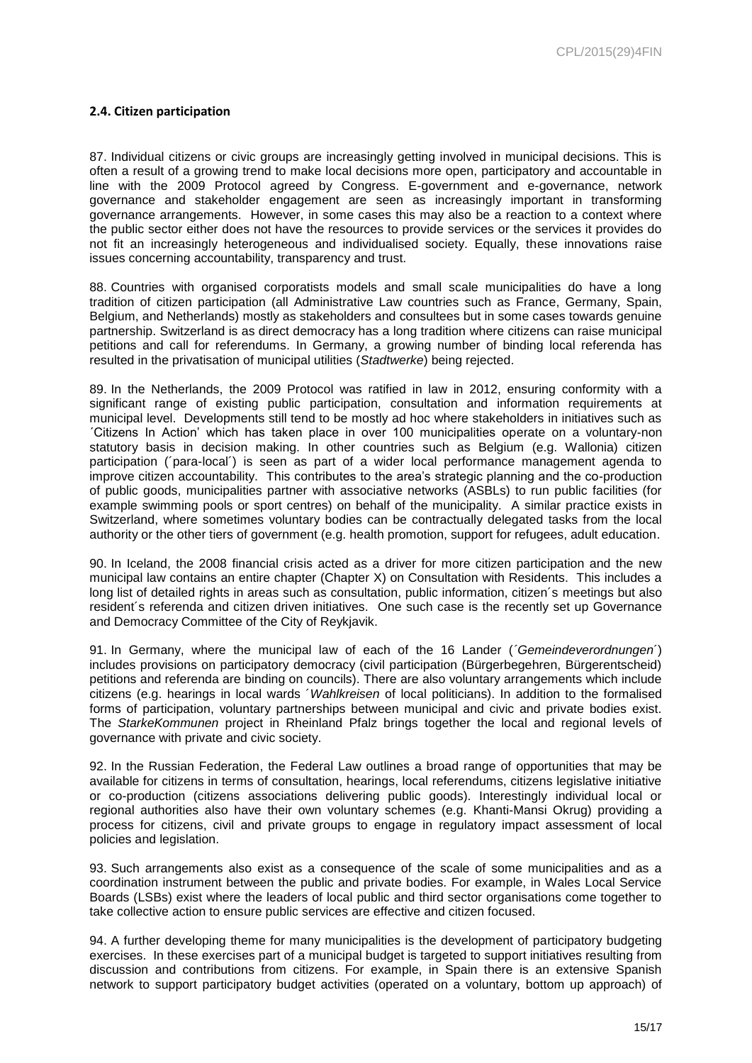## 2.4. Citizen participation

87. Individual citizens or civic groups are increasingly getting involved in municipal decisions. This is often a result of a growing trend to make local decisions more open, participatory and accountable in line with the 2009 Protocol agreed by Congress. E-government and e-governance, network governance and stakeholder engagement are seen as increasingly important in transforming governance arrangements. However, in some cases this may also be a reaction to a context where the public sector either does not have the resources to provide services or the services it provides do not fit an increasingly heterogeneous and individualised society. Equally, these innovations raise issues concerning accountability, transparency and trust.

88. Countries with organised corporatists models and small scale municipalities do have a long tradition of citizen participation (all Administrative Law countries such as France, Germany, Spain, Belgium, and Netherlands) mostly as stakeholders and consultees but in some cases towards genuine partnership. Switzerland is as direct democracy has a long tradition where citizens can raise municipal petitions and call for referendums. In Germany, a growing number of binding local referenda has resulted in the privatisation of municipal utilities (*Stadtwerke*) being rejected.

89. In the Netherlands, the 2009 Protocol was ratified in law in 2012, ensuring conformity with a significant range of existing public participation, consultation and information requirements at municipal level. Developments still tend to be mostly ad hoc where stakeholders in initiatives such as ´Citizens In Action' which has taken place in over 100 municipalities operate on a voluntary-non statutory basis in decision making. In other countries such as Belgium (e.g. Wallonia) citizen participation (´para-local´) is seen as part of a wider local performance management agenda to improve citizen accountability. This contributes to the area's strategic planning and the co-production of public goods, municipalities partner with associative networks (ASBLs) to run public facilities (for example swimming pools or sport centres) on behalf of the municipality. A similar practice exists in Switzerland, where sometimes voluntary bodies can be contractually delegated tasks from the local authority or the other tiers of government (e.g. health promotion, support for refugees, adult education.

90. In Iceland, the 2008 financial crisis acted as a driver for more citizen participation and the new municipal law contains an entire chapter (Chapter X) on Consultation with Residents. This includes a long list of detailed rights in areas such as consultation, public information, citizen´s meetings but also resident´s referenda and citizen driven initiatives. One such case is the recently set up Governance and Democracy Committee of the City of Reykjavik.

91. In Germany, where the municipal law of each of the 16 Lander (´*Gemeindeverordnungen*´) includes provisions on participatory democracy (civil participation (Bürgerbegehren, Bürgerentscheid) petitions and referenda are binding on councils). There are also voluntary arrangements which include citizens (e.g. hearings in local wards ´*Wahlkreisen* of local politicians). In addition to the formalised forms of participation, voluntary partnerships between municipal and civic and private bodies exist. The *StarkeKommunen* project in Rheinland Pfalz brings together the local and regional levels of governance with private and civic society.

92. In the Russian Federation, the Federal Law outlines a broad range of opportunities that may be available for citizens in terms of consultation, hearings, local referendums, citizens legislative initiative or co-production (citizens associations delivering public goods). Interestingly individual local or regional authorities also have their own voluntary schemes (e.g. Khanti-Mansi Okrug) providing a process for citizens, civil and private groups to engage in regulatory impact assessment of local policies and legislation.

93. Such arrangements also exist as a consequence of the scale of some municipalities and as a coordination instrument between the public and private bodies. For example, in Wales Local Service Boards (LSBs) exist where the leaders of local public and third sector organisations come together to take collective action to ensure public services are effective and citizen focused.

94. A further developing theme for many municipalities is the development of participatory budgeting exercises. In these exercises part of a municipal budget is targeted to support initiatives resulting from discussion and contributions from citizens. For example, in Spain there is an extensive Spanish network to support participatory budget activities (operated on a voluntary, bottom up approach) of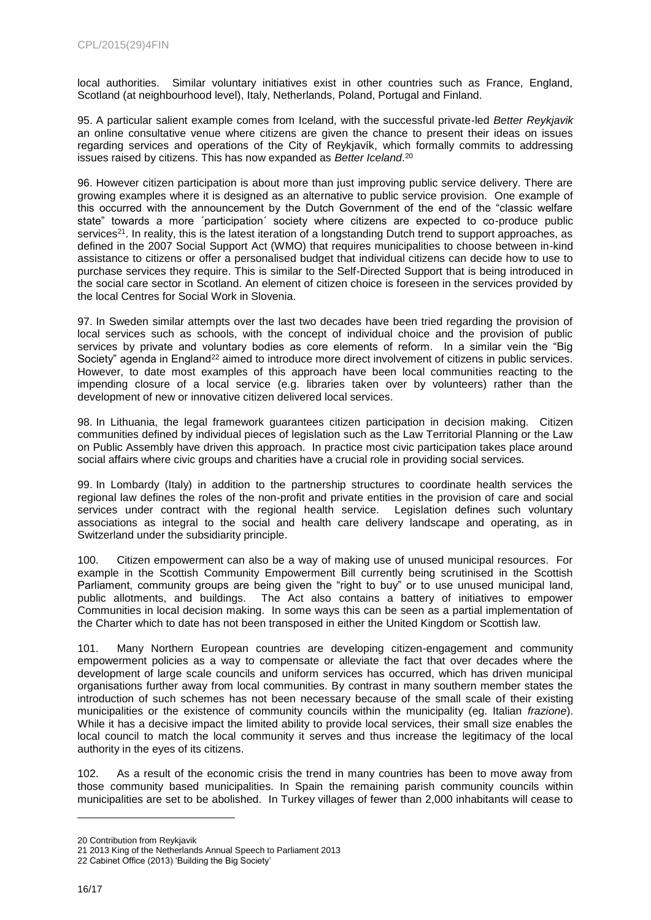local authorities. Similar voluntary initiatives exist in other countries such as France, England, Scotland (at neighbourhood level), Italy, Netherlands, Poland, Portugal and Finland.

95. A particular salient example comes from Iceland, with the successful private-led *Better Reykjavik* an online consultative venue where citizens are given the chance to present their ideas on issues regarding services and operations of the City of Reykjavík, which formally commits to addressing issues raised by citizens. This has now expanded as *Better Iceland*.[20]

96. However citizen participation is about more than just improving public service delivery. There are growing examples where it is designed as an alternative to public service provision. One example of this occurred with the announcement by the Dutch Government of the end of the "classic welfare state" towards a more ´participation´ society where citizens are expected to co-produce public services[21]. In reality, this is the latest iteration of a longstanding Dutch trend to support approaches, as defined in the 2007 Social Support Act (WMO) that requires municipalities to choose between in-kind assistance to citizens or offer a personalised budget that individual citizens can decide how to use to purchase services they require. This is similar to the Self-Directed Support that is being introduced in the social care sector in Scotland. An element of citizen choice is foreseen in the services provided by the local Centres for Social Work in Slovenia.

97. In Sweden similar attempts over the last two decades have been tried regarding the provision of local services such as schools, with the concept of individual choice and the provision of public services by private and voluntary bodies as core elements of reform. In a similar vein the "Big Society" agenda in England[22] aimed to introduce more direct involvement of citizens in public services. However, to date most examples of this approach have been local communities reacting to the impending closure of a local service (e.g. libraries taken over by volunteers) rather than the development of new or innovative citizen delivered local services.

98. In Lithuania, the legal framework guarantees citizen participation in decision making. Citizen communities defined by individual pieces of legislation such as the Law Territorial Planning or the Law on Public Assembly have driven this approach. In practice most civic participation takes place around social affairs where civic groups and charities have a crucial role in providing social services.

99. In Lombardy (Italy) in addition to the partnership structures to coordinate health services the regional law defines the roles of the non-profit and private entities in the provision of care and social services under contract with the regional health service. Legislation defines such voluntary associations as integral to the social and health care delivery landscape and operating, as in Switzerland under the subsidiarity principle.

100. Citizen empowerment can also be a way of making use of unused municipal resources. For example in the Scottish Community Empowerment Bill currently being scrutinised in the Scottish Parliament, community groups are being given the "right to buy" or to use unused municipal land, public allotments, and buildings. The Act also contains a battery of initiatives to empower Communities in local decision making. In some ways this can be seen as a partial implementation of the Charter which to date has not been transposed in either the United Kingdom or Scottish law.

101. Many Northern European countries are developing citizen-engagement and community empowerment policies as a way to compensate or alleviate the fact that over decades where the development of large scale councils and uniform services has occurred, which has driven municipal organisations further away from local communities. By contrast in many southern member states the introduction of such schemes has not been necessary because of the small scale of their existing municipalities or the existence of community councils within the municipality (eg. Italian *frazione*). While it has a decisive impact the limited ability to provide local services, their small size enables the local council to match the local community it serves and thus increase the legitimacy of the local authority in the eyes of its citizens.

102. As a result of the economic crisis the trend in many countries has been to move away from those community based municipalities. In Spain the remaining parish community councils within municipalities are set to be abolished. In Turkey villages of fewer than 2,000 inhabitants will cease to

---

20 Contribution from Reykjavik

21 2013 King of the Netherlands Annual Speech to Parliament 2013

22 Cabinet Office (2013) 'Building the Big Society'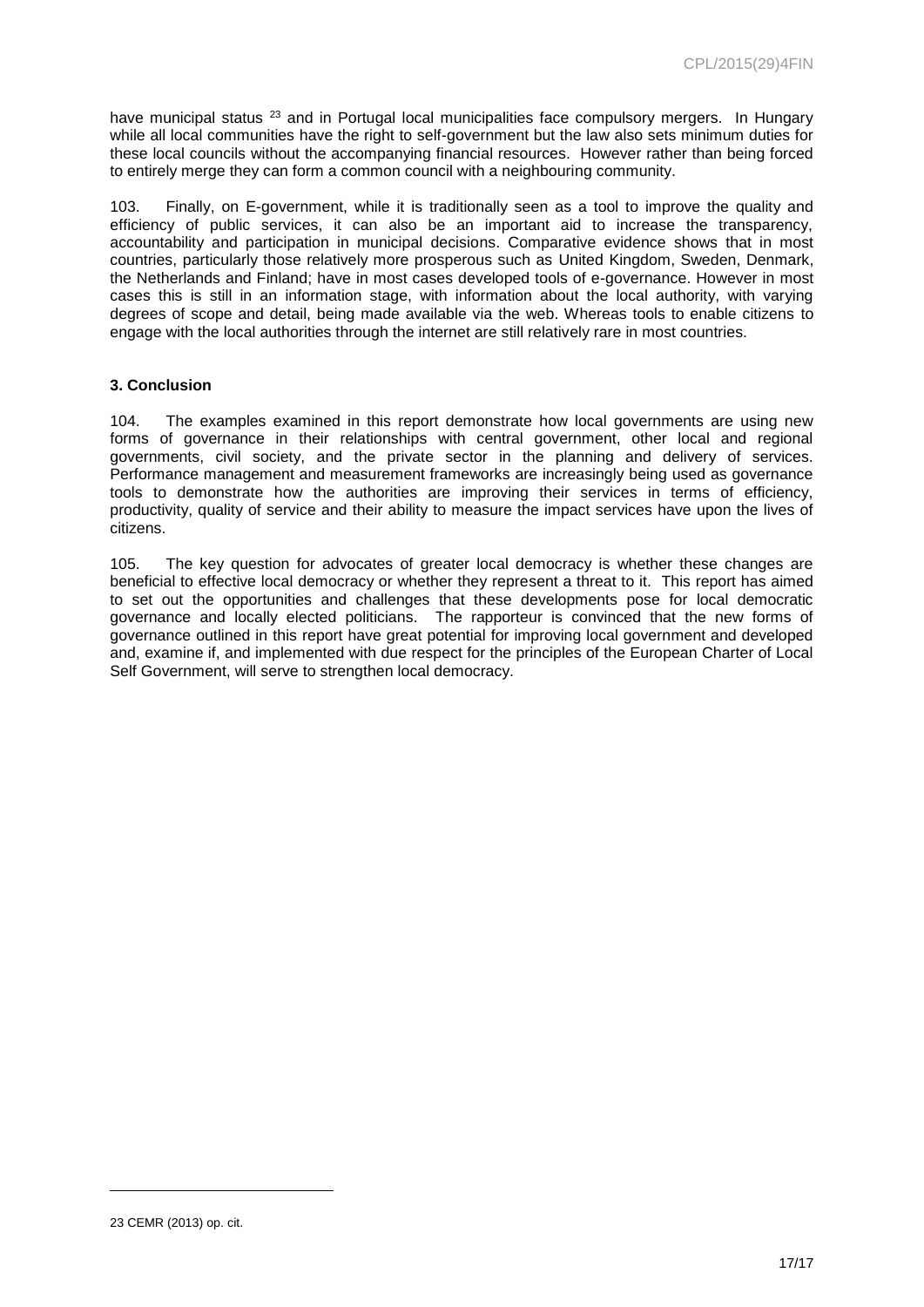have municipal status [23] and in Portugal local municipalities face compulsory mergers. In Hungary while all local communities have the right to self-government but the law also sets minimum duties for these local councils without the accompanying financial resources. However rather than being forced to entirely merge they can form a common council with a neighbouring community.

103. Finally, on E-government, while it is traditionally seen as a tool to improve the quality and efficiency of public services, it can also be an important aid to increase the transparency, accountability and participation in municipal decisions. Comparative evidence shows that in most countries, particularly those relatively more prosperous such as United Kingdom, Sweden, Denmark, the Netherlands and Finland; have in most cases developed tools of e-governance. However in most cases this is still in an information stage, with information about the local authority, with varying degrees of scope and detail, being made available via the web. Whereas tools to enable citizens to engage with the local authorities through the internet are still relatively rare in most countries.

### 3. Conclusion

104. The examples examined in this report demonstrate how local governments are using new forms of governance in their relationships with central government, other local and regional governments, civil society, and the private sector in the planning and delivery of services. Performance management and measurement frameworks are increasingly being used as governance tools to demonstrate how the authorities are improving their services in terms of efficiency, productivity, quality of service and their ability to measure the impact services have upon the lives of citizens.

105. The key question for advocates of greater local democracy is whether these changes are beneficial to effective local democracy or whether they represent a threat to it. This report has aimed to set out the opportunities and challenges that these developments pose for local democratic governance and locally elected politicians. The rapporteur is convinced that the new forms of governance outlined in this report have great potential for improving local government and developed and, examine if, and implemented with due respect for the principles of the European Charter of Local Self Government, will serve to strengthen local democracy.

---

23 CEMR (2013) op. cit.